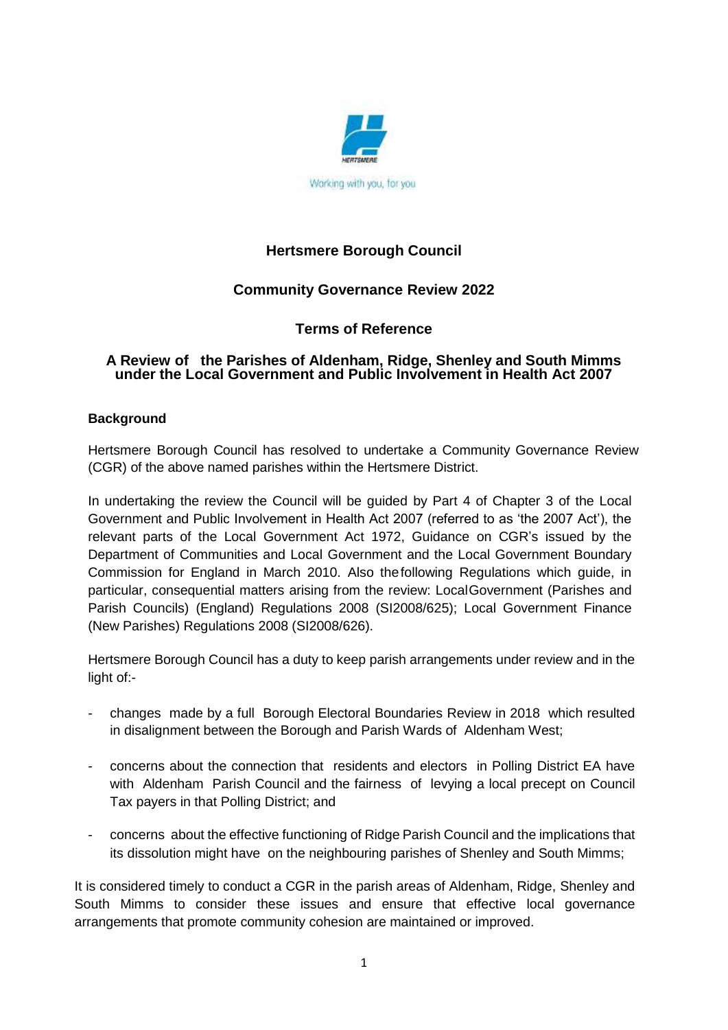Working with you, for you

# Hertsmere Borough Council

## Community Governance Review 2022

## Terms of Reference

### A Review of the Parishes of Aldenham, Ridge, Shenley and South Mimms under the Local Government and Public Involvement in Health Act 2007

**Background**

Hertsmere Borough Council has resolved to undertake a Community Governance Review (CGR) of the above named parishes within the Hertsmere District.

In undertaking the review the Council will be guided by Part 4 of Chapter 3 of the Local Government and Public Involvement in Health Act 2007 (referred to as 'the 2007 Act'), the relevant parts of the Local Government Act 1972, Guidance on CGR's issued by the Department of Communities and Local Government and the Local Government Boundary Commission for England in March 2010. Also the following Regulations which guide, in particular, consequential matters arising from the review: Local Government (Parishes and Parish Councils) (England) Regulations 2008 (SI2008/625); Local Government Finance (New Parishes) Regulations 2008 (SI2008/626).

Hertsmere Borough Council has a duty to keep parish arrangements under review and in the light of:-

- changes made by a full Borough Electoral Boundaries Review in 2018 which resulted in disalignment between the Borough and Parish Wards of Aldenham West;
- concerns about the connection that residents and electors in Polling District EA have with Aldenham Parish Council and the fairness of levying a local precept on Council Tax payers in that Polling District; and
- concerns about the effective functioning of Ridge Parish Council and the implications that its dissolution might have on the neighbouring parishes of Shenley and South Mimms;

It is considered timely to conduct a CGR in the parish areas of Aldenham, Ridge, Shenley and South Mimms to consider these issues and ensure that effective local governance arrangements that promote community cohesion are maintained or improved.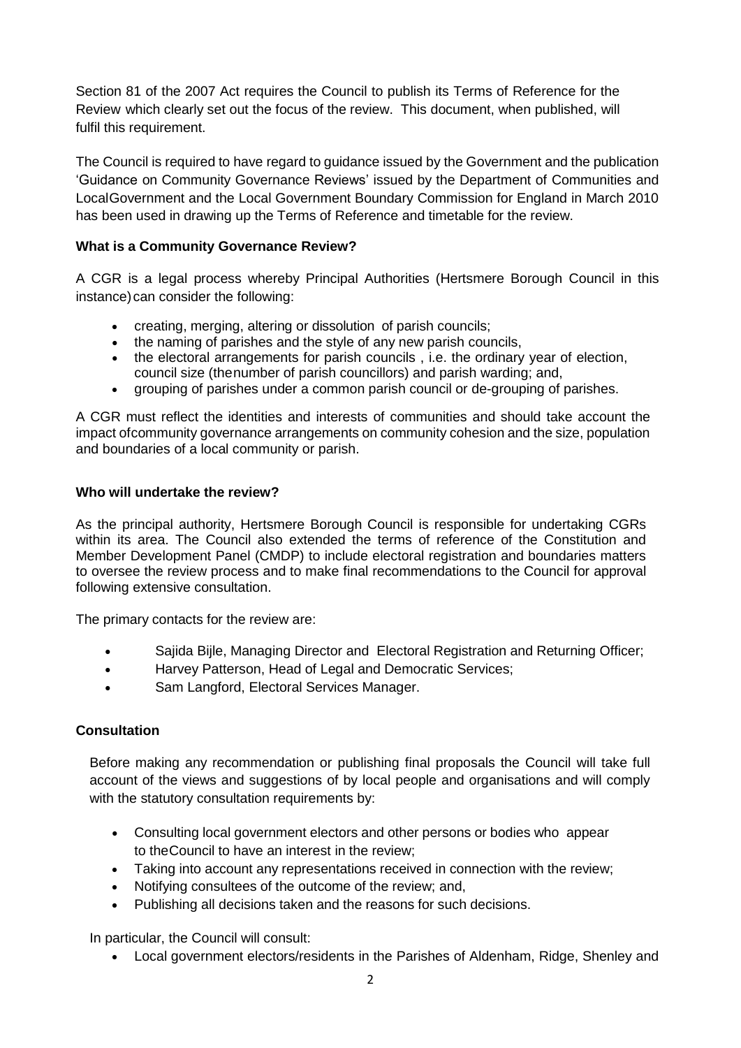Section 81 of the 2007 Act requires the Council to publish its Terms of Reference for the Review which clearly set out the focus of the review. This document, when published, will fulfil this requirement.

The Council is required to have regard to guidance issued by the Government and the publication 'Guidance on Community Governance Reviews' issued by the Department of Communities and LocalGovernment and the Local Government Boundary Commission for England in March 2010 has been used in drawing up the Terms of Reference and timetable for the review.

**What is a Community Governance Review?**

A CGR is a legal process whereby Principal Authorities (Hertsmere Borough Council in this instance) can consider the following:

- creating, merging, altering or dissolution of parish councils;
- the naming of parishes and the style of any new parish councils,
- the electoral arrangements for parish councils , i.e. the ordinary year of election, council size (thenumber of parish councillors) and parish warding; and,
- grouping of parishes under a common parish council or de-grouping of parishes.

A CGR must reflect the identities and interests of communities and should take account the impact ofcommunity governance arrangements on community cohesion and the size, population and boundaries of a local community or parish.

**Who will undertake the review?**

As the principal authority, Hertsmere Borough Council is responsible for undertaking CGRs within its area. The Council also extended the terms of reference of the Constitution and Member Development Panel (CMDP) to include electoral registration and boundaries matters to oversee the review process and to make final recommendations to the Council for approval following extensive consultation.

The primary contacts for the review are:

- Sajida Bijle, Managing Director and Electoral Registration and Returning Officer;
- Harvey Patterson, Head of Legal and Democratic Services;
- Sam Langford, Electoral Services Manager.

**Consultation**

Before making any recommendation or publishing final proposals the Council will take full account of the views and suggestions of by local people and organisations and will comply with the statutory consultation requirements by:

- Consulting local government electors and other persons or bodies who appear to theCouncil to have an interest in the review;
- Taking into account any representations received in connection with the review;
- Notifying consultees of the outcome of the review; and,
- Publishing all decisions taken and the reasons for such decisions.

In particular, the Council will consult:

- Local government electors/residents in the Parishes of Aldenham, Ridge, Shenley and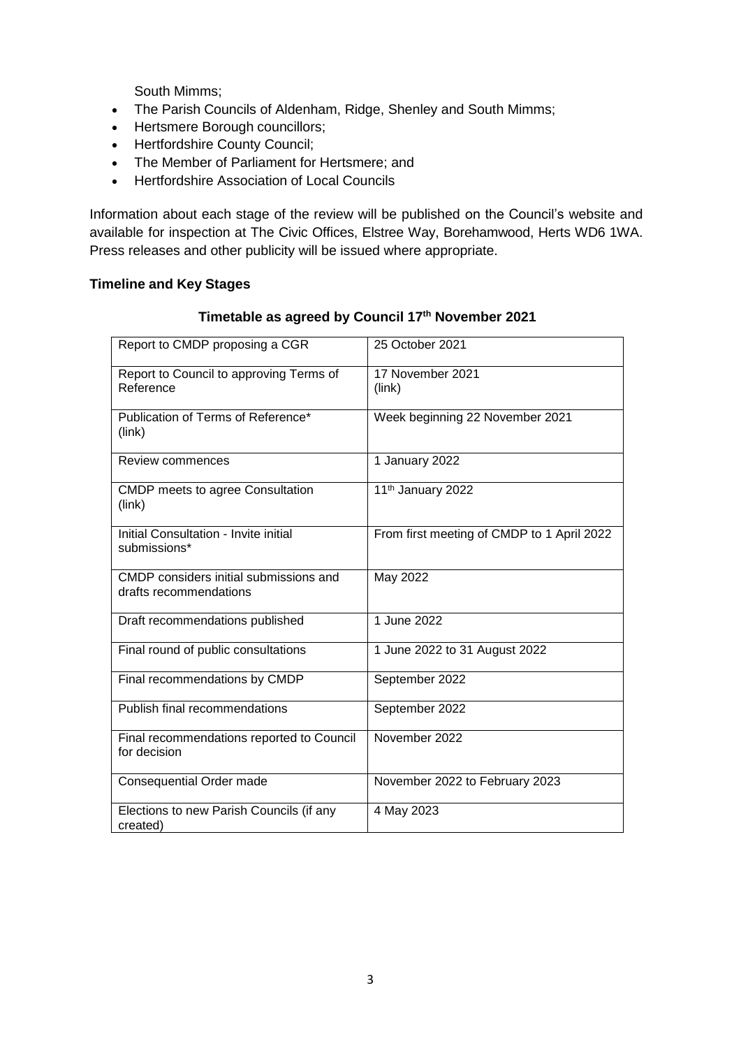South Mimms;

- The Parish Councils of Aldenham, Ridge, Shenley and South Mimms;
- Hertsmere Borough councillors;
- Hertfordshire County Council;
- The Member of Parliament for Hertsmere; and
- Hertfordshire Association of Local Councils

Information about each stage of the review will be published on the Council's website and available for inspection at The Civic Offices, Elstree Way, Borehamwood, Herts WD6 1WA. Press releases and other publicity will be issued where appropriate.

**Timeline and Key Stages**

**Timetable as agreed by Council 17th November 2021**

| Report to CMDP proposing a CGR | 25 October 2021 |
|---|---|
| Report to Council to approving Terms of Reference | 17 November 2021 (link) |
| Publication of Terms of Reference* (link) | Week beginning 22 November 2021 |
| Review commences | 1 January 2022 |
| CMDP meets to agree Consultation (link) | 11th January 2022 |
| Initial Consultation - Invite initial submissions* | From first meeting of CMDP to 1 April 2022 |
| CMDP considers initial submissions and drafts recommendations | May 2022 |
| Draft recommendations published | 1 June 2022 |
| Final round of public consultations | 1 June 2022 to 31 August 2022 |
| Final recommendations by CMDP | September 2022 |
| Publish final recommendations | September 2022 |
| Final recommendations reported to Council for decision | November 2022 |
| Consequential Order made | November 2022 to February 2023 |
| Elections to new Parish Councils (if any created) | 4 May 2023 |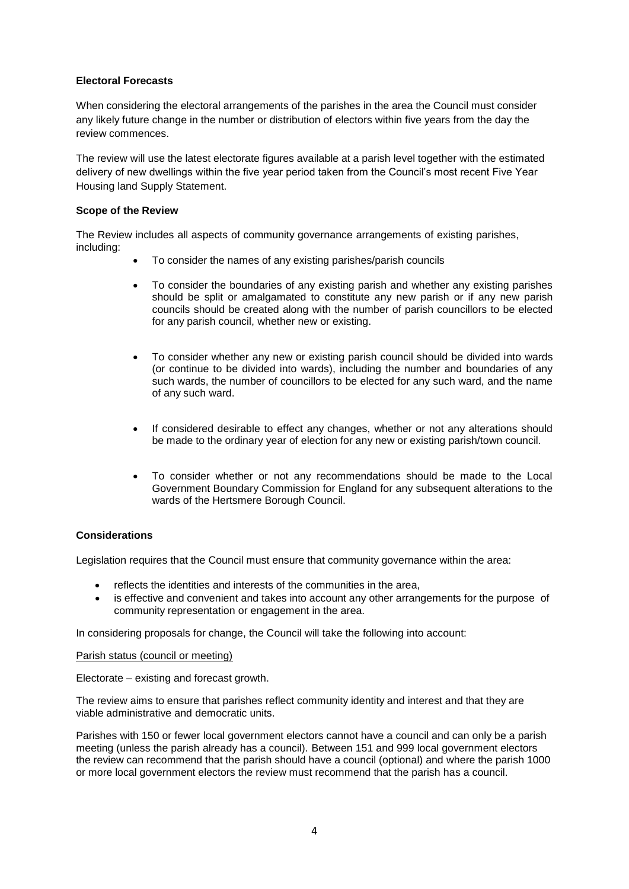**Electoral Forecasts**

When considering the electoral arrangements of the parishes in the area the Council must consider any likely future change in the number or distribution of electors within five years from the day the review commences.

The review will use the latest electorate figures available at a parish level together with the estimated delivery of new dwellings within the five year period taken from the Council's most recent Five Year Housing land Supply Statement.

**Scope of the Review**

The Review includes all aspects of community governance arrangements of existing parishes, including:

- To consider the names of any existing parishes/parish councils
- To consider the boundaries of any existing parish and whether any existing parishes should be split or amalgamated to constitute any new parish or if any new parish councils should be created along with the number of parish councillors to be elected for any parish council, whether new or existing.
- To consider whether any new or existing parish council should be divided into wards (or continue to be divided into wards), including the number and boundaries of any such wards, the number of councillors to be elected for any such ward, and the name of any such ward.
- If considered desirable to effect any changes, whether or not any alterations should be made to the ordinary year of election for any new or existing parish/town council.
- To consider whether or not any recommendations should be made to the Local Government Boundary Commission for England for any subsequent alterations to the wards of the Hertsmere Borough Council.

**Considerations**

Legislation requires that the Council must ensure that community governance within the area:

- reflects the identities and interests of the communities in the area,
- is effective and convenient and takes into account any other arrangements for the purpose of community representation or engagement in the area.

In considering proposals for change, the Council will take the following into account:

Parish status (council or meeting)

Electorate – existing and forecast growth.

The review aims to ensure that parishes reflect community identity and interest and that they are viable administrative and democratic units.

Parishes with 150 or fewer local government electors cannot have a council and can only be a parish meeting (unless the parish already has a council). Between 151 and 999 local government electors the review can recommend that the parish should have a council (optional) and where the parish 1000 or more local government electors the review must recommend that the parish has a council.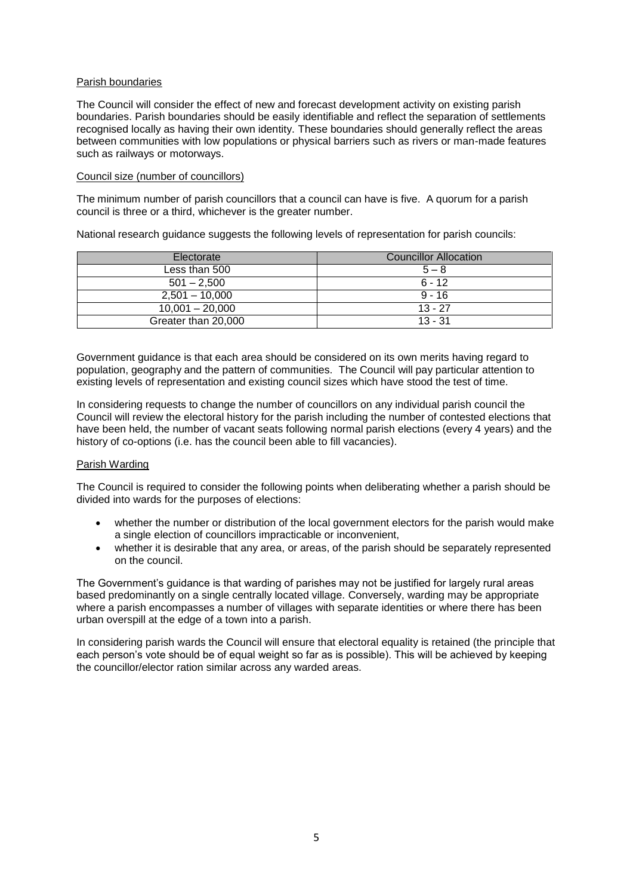Parish boundaries

The Council will consider the effect of new and forecast development activity on existing parish boundaries. Parish boundaries should be easily identifiable and reflect the separation of settlements recognised locally as having their own identity. These boundaries should generally reflect the areas between communities with low populations or physical barriers such as rivers or man-made features such as railways or motorways.

Council size (number of councillors)

The minimum number of parish councillors that a council can have is five. A quorum for a parish council is three or a third, whichever is the greater number.

National research guidance suggests the following levels of representation for parish councils:

| Electorate | Councillor Allocation |
|---|---|
| Less than 500 | 5 – 8 |
| 501 – 2,500 | 6 - 12 |
| 2,501 – 10,000 | 9 - 16 |
| 10,001 – 20,000 | 13 - 27 |
| Greater than 20,000 | 13 - 31 |

Government guidance is that each area should be considered on its own merits having regard to population, geography and the pattern of communities. The Council will pay particular attention to existing levels of representation and existing council sizes which have stood the test of time.

In considering requests to change the number of councillors on any individual parish council the Council will review the electoral history for the parish including the number of contested elections that have been held, the number of vacant seats following normal parish elections (every 4 years) and the history of co-options (i.e. has the council been able to fill vacancies).

Parish Warding

The Council is required to consider the following points when deliberating whether a parish should be divided into wards for the purposes of elections:

- whether the number or distribution of the local government electors for the parish would make a single election of councillors impracticable or inconvenient,
- whether it is desirable that any area, or areas, of the parish should be separately represented on the council.

The Government's guidance is that warding of parishes may not be justified for largely rural areas based predominantly on a single centrally located village. Conversely, warding may be appropriate where a parish encompasses a number of villages with separate identities or where there has been urban overspill at the edge of a town into a parish.

In considering parish wards the Council will ensure that electoral equality is retained (the principle that each person's vote should be of equal weight so far as is possible). This will be achieved by keeping the councillor/elector ration similar across any warded areas.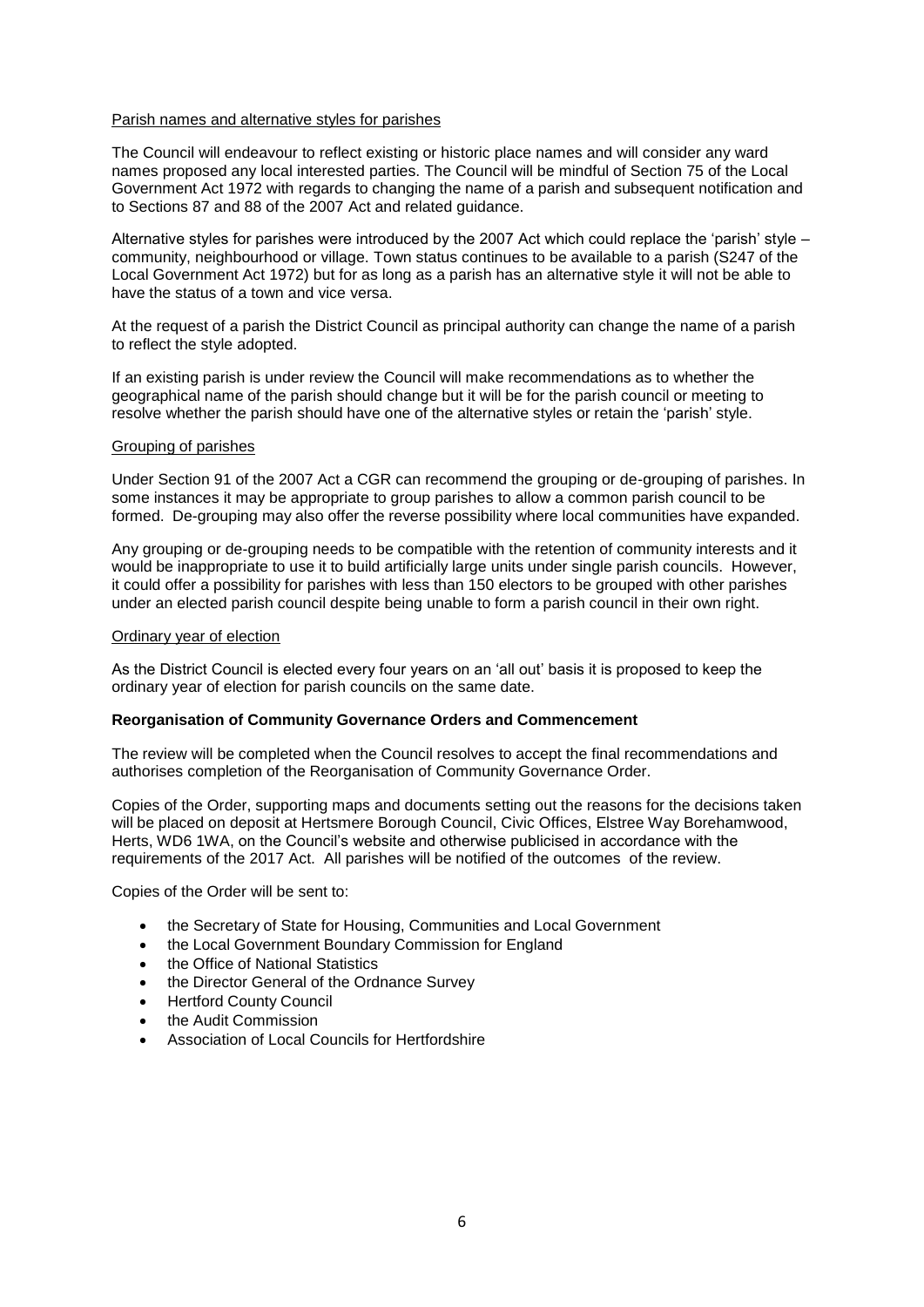Parish names and alternative styles for parishes

The Council will endeavour to reflect existing or historic place names and will consider any ward names proposed any local interested parties. The Council will be mindful of Section 75 of the Local Government Act 1972 with regards to changing the name of a parish and subsequent notification and to Sections 87 and 88 of the 2007 Act and related guidance.

Alternative styles for parishes were introduced by the 2007 Act which could replace the 'parish' style – community, neighbourhood or village. Town status continues to be available to a parish (S247 of the Local Government Act 1972) but for as long as a parish has an alternative style it will not be able to have the status of a town and vice versa.

At the request of a parish the District Council as principal authority can change the name of a parish to reflect the style adopted.

If an existing parish is under review the Council will make recommendations as to whether the geographical name of the parish should change but it will be for the parish council or meeting to resolve whether the parish should have one of the alternative styles or retain the 'parish' style.

Grouping of parishes

Under Section 91 of the 2007 Act a CGR can recommend the grouping or de-grouping of parishes. In some instances it may be appropriate to group parishes to allow a common parish council to be formed. De-grouping may also offer the reverse possibility where local communities have expanded.

Any grouping or de-grouping needs to be compatible with the retention of community interests and it would be inappropriate to use it to build artificially large units under single parish councils. However, it could offer a possibility for parishes with less than 150 electors to be grouped with other parishes under an elected parish council despite being unable to form a parish council in their own right.

Ordinary year of election

As the District Council is elected every four years on an 'all out' basis it is proposed to keep the ordinary year of election for parish councils on the same date.

**Reorganisation of Community Governance Orders and Commencement**

The review will be completed when the Council resolves to accept the final recommendations and authorises completion of the Reorganisation of Community Governance Order.

Copies of the Order, supporting maps and documents setting out the reasons for the decisions taken will be placed on deposit at Hertsmere Borough Council, Civic Offices, Elstree Way Borehamwood, Herts, WD6 1WA, on the Council's website and otherwise publicised in accordance with the requirements of the 2017 Act. All parishes will be notified of the outcomes of the review.

Copies of the Order will be sent to:

- the Secretary of State for Housing, Communities and Local Government
- the Local Government Boundary Commission for England
- the Office of National Statistics
- the Director General of the Ordnance Survey
- Hertford County Council
- the Audit Commission
- Association of Local Councils for Hertfordshire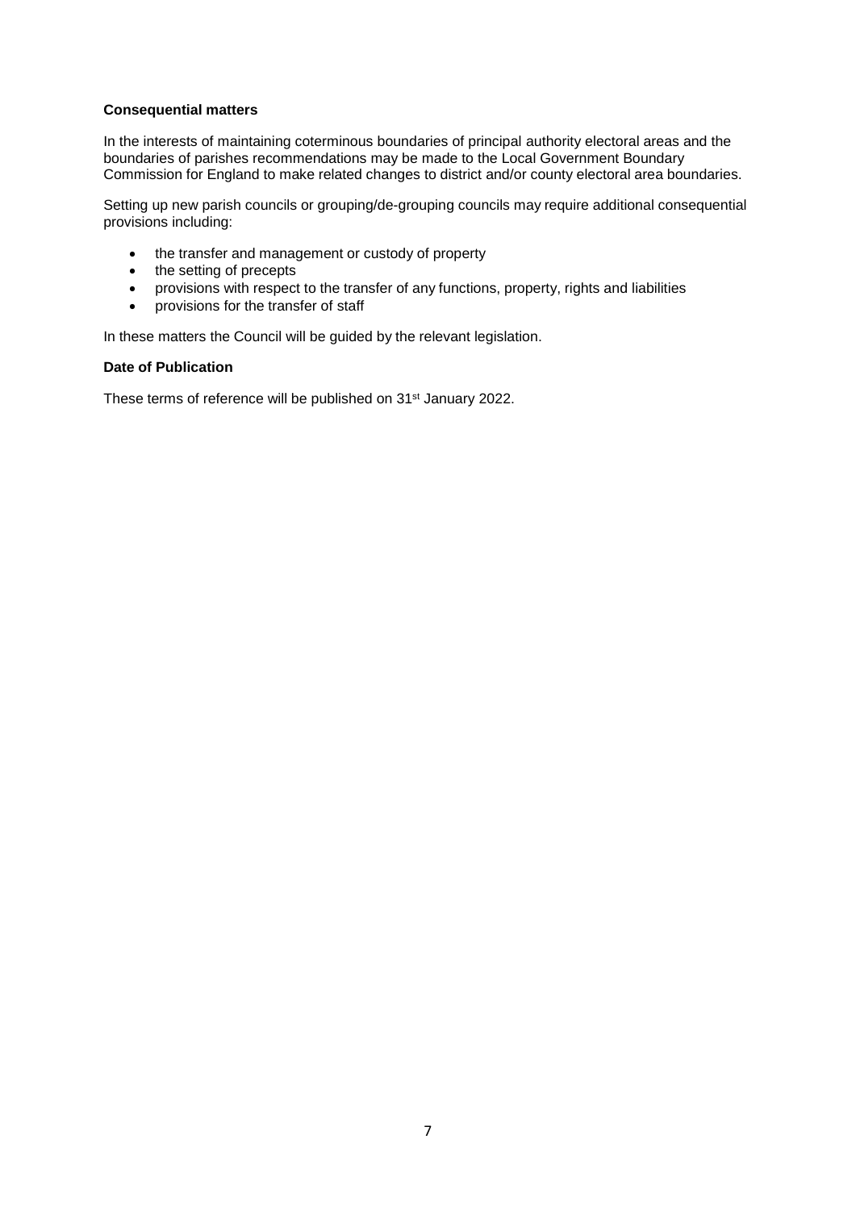**Consequential matters**

In the interests of maintaining coterminous boundaries of principal authority electoral areas and the boundaries of parishes recommendations may be made to the Local Government Boundary Commission for England to make related changes to district and/or county electoral area boundaries.

Setting up new parish councils or grouping/de-grouping councils may require additional consequential provisions including:

- the transfer and management or custody of property
- the setting of precepts
- provisions with respect to the transfer of any functions, property, rights and liabilities
- provisions for the transfer of staff

In these matters the Council will be guided by the relevant legislation.

**Date of Publication**

These terms of reference will be published on 31st January 2022.